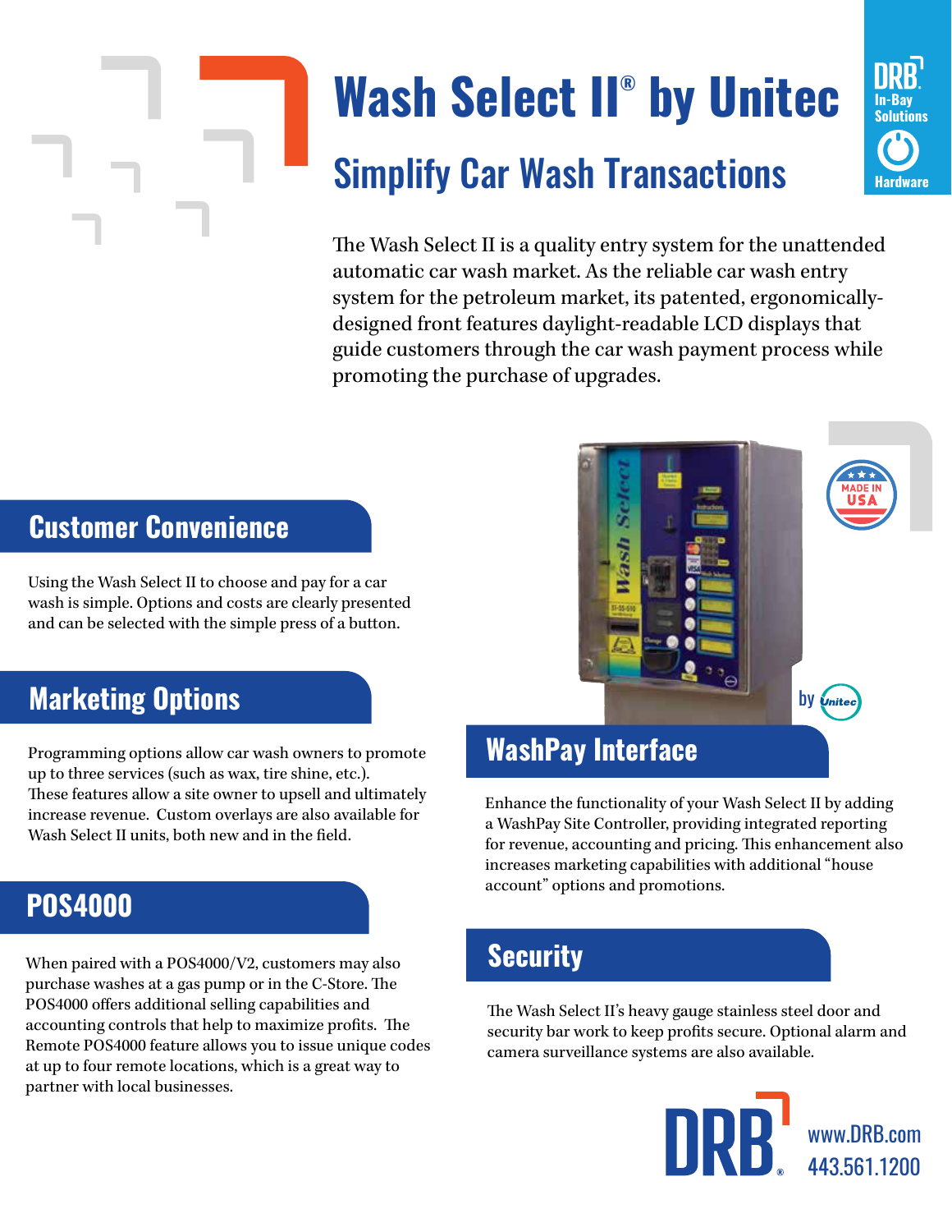# Wash Select II® by Unitec

## Simplify Car Wash Transactions

DRB In-Bay Solutions Hardware

The Wash Select II is a quality entry system for the unattended automatic car wash market. As the reliable car wash entry system for the petroleum market, its patented, ergonomically-designed front features daylight-readable LCD displays that guide customers through the car wash payment process while promoting the purchase of upgrades.

## Customer Convenience

Using the Wash Select II to choose and pay for a car wash is simple. Options and costs are clearly presented and can be selected with the simple press of a button.

## Marketing Options

Programming options allow car wash owners to promote up to three services (such as wax, tire shine, etc.). These features allow a site owner to upsell and ultimately increase revenue. Custom overlays are also available for Wash Select II units, both new and in the field.

## POS4000

When paired with a POS4000/V2, customers may also purchase washes at a gas pump or in the C-Store. The POS4000 offers additional selling capabilities and accounting controls that help to maximize profits. The Remote POS4000 feature allows you to issue unique codes at up to four remote locations, which is a great way to partner with local businesses.

## WashPay Interface

Enhance the functionality of your Wash Select II by adding a WashPay Site Controller, providing integrated reporting for revenue, accounting and pricing. This enhancement also increases marketing capabilities with additional "house account" options and promotions.

## Security

The Wash Select II's heavy gauge stainless steel door and security bar work to keep profits secure. Optional alarm and camera surveillance systems are also available.

DRB®

www.DRB.com
443.561.1200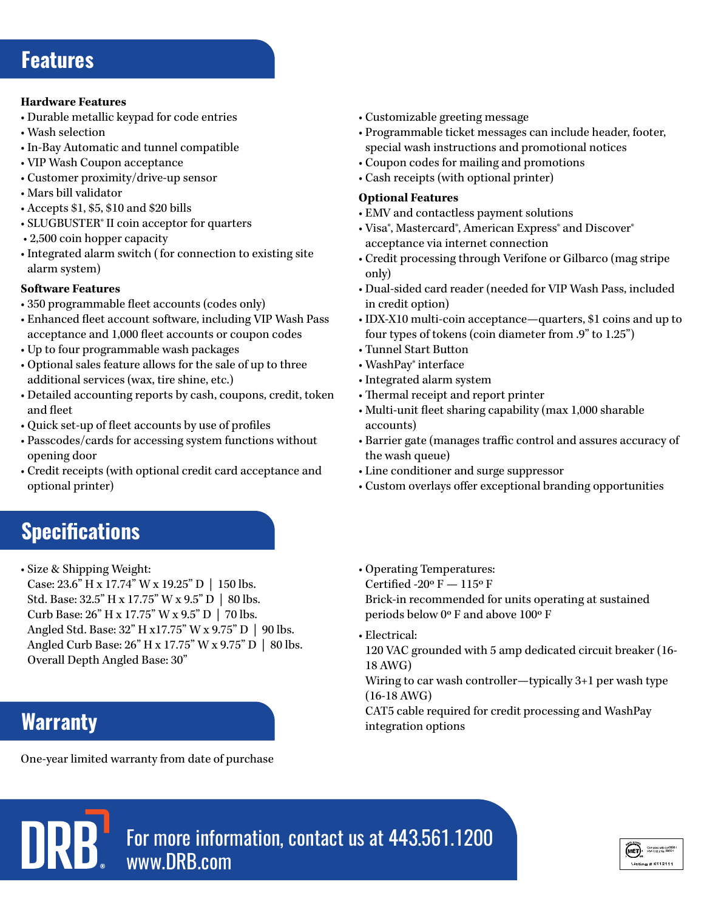## Features

**Hardware Features**

- Durable metallic keypad for code entries
- Wash selection
- In-Bay Automatic and tunnel compatible
- VIP Wash Coupon acceptance
- Customer proximity/drive-up sensor
- Mars bill validator
- Accepts $1, $5, $10 and $20 bills
- SLUGBUSTER® II coin acceptor for quarters
- 2,500 coin hopper capacity
- Integrated alarm switch ( for connection to existing site alarm system)

**Software Features**

- 350 programmable fleet accounts (codes only)
- Enhanced fleet account software, including VIP Wash Pass acceptance and 1,000 fleet accounts or coupon codes
- Up to four programmable wash packages
- Optional sales feature allows for the sale of up to three additional services (wax, tire shine, etc.)
- Detailed accounting reports by cash, coupons, credit, token and fleet
- Quick set-up of fleet accounts by use of profiles
- Passcodes/cards for accessing system functions without opening door
- Credit receipts (with optional credit card acceptance and optional printer)
- Customizable greeting message
- Programmable ticket messages can include header, footer, special wash instructions and promotional notices
- Coupon codes for mailing and promotions
- Cash receipts (with optional printer)

**Optional Features**

- EMV and contactless payment solutions
- Visa®, Mastercard®, American Express® and Discover® acceptance via internet connection
- Credit processing through Verifone or Gilbarco (mag stripe only)
- Dual-sided card reader (needed for VIP Wash Pass, included in credit option)
- IDX-X10 multi-coin acceptance—quarters, $1 coins and up to four types of tokens (coin diameter from .9" to 1.25")
- Tunnel Start Button
- WashPay® interface
- Integrated alarm system
- Thermal receipt and report printer
- Multi-unit fleet sharing capability (max 1,000 sharable accounts)
- Barrier gate (manages traffic control and assures accuracy of the wash queue)
- Line conditioner and surge suppressor
- Custom overlays offer exceptional branding opportunities

## Specifications

- Size & Shipping Weight:
  Case: 23.6" H x 17.74" W x 19.25" D | 150 lbs.
  Std. Base: 32.5" H x 17.75" W x 9.5" D | 80 lbs.
  Curb Base: 26" H x 17.75" W x 9.5" D | 70 lbs.
  Angled Std. Base: 32" H x17.75" W x 9.75" D | 90 lbs.
  Angled Curb Base: 26" H x 17.75" W x 9.75" D | 80 lbs.
  Overall Depth Angled Base: 30"
- Operating Temperatures:
  Certified -20º F — 115º F
  Brick-in recommended for units operating at sustained periods below 0º F and above 100º F
- Electrical:
  120 VAC grounded with 5 amp dedicated circuit breaker (16-18 AWG)
  Wiring to car wash controller—typically 3+1 per wash type (16-18 AWG)
  CAT5 cable required for credit processing and WashPay integration options

## Warranty

One-year limited warranty from date of purchase

DRB®

For more information, contact us at 443.561.1200
www.DRB.com

Listing # E112111